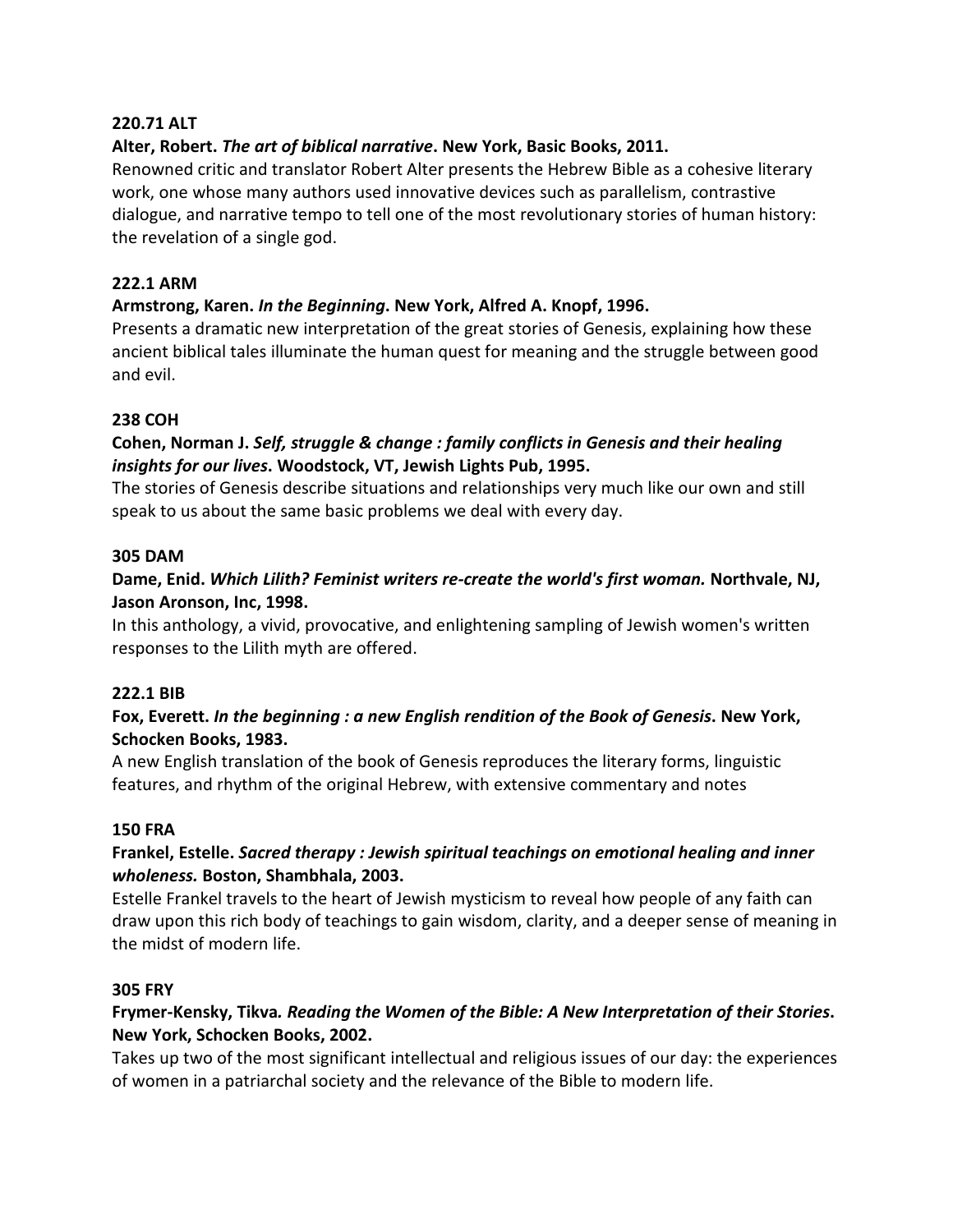**220.71 ALT**

**Alter, Robert. *The art of biblical narrative*. New York, Basic Books, 2011.**

Renowned critic and translator Robert Alter presents the Hebrew Bible as a cohesive literary work, one whose many authors used innovative devices such as parallelism, contrastive dialogue, and narrative tempo to tell one of the most revolutionary stories of human history: the revelation of a single god.

**222.1 ARM**

**Armstrong, Karen. *In the Beginning*. New York, Alfred A. Knopf, 1996.**

Presents a dramatic new interpretation of the great stories of Genesis, explaining how these ancient biblical tales illuminate the human quest for meaning and the struggle between good and evil.

**238 COH**

**Cohen, Norman J. *Self, struggle & change : family conflicts in Genesis and their healing insights for our lives*. Woodstock, VT, Jewish Lights Pub, 1995.**

The stories of Genesis describe situations and relationships very much like our own and still speak to us about the same basic problems we deal with every day.

**305 DAM**

**Dame, Enid. *Which Lilith? Feminist writers re-create the world's first woman.* Northvale, NJ, Jason Aronson, Inc, 1998.**

In this anthology, a vivid, provocative, and enlightening sampling of Jewish women's written responses to the Lilith myth are offered.

**222.1 BIB**

**Fox, Everett. *In the beginning : a new English rendition of the Book of Genesis*. New York, Schocken Books, 1983.**

A new English translation of the book of Genesis reproduces the literary forms, linguistic features, and rhythm of the original Hebrew, with extensive commentary and notes

**150 FRA**

**Frankel, Estelle. *Sacred therapy : Jewish spiritual teachings on emotional healing and inner wholeness.* Boston, Shambhala, 2003.**

Estelle Frankel travels to the heart of Jewish mysticism to reveal how people of any faith can draw upon this rich body of teachings to gain wisdom, clarity, and a deeper sense of meaning in the midst of modern life.

**305 FRY**

**Frymer-Kensky, Tikva*. Reading the Women of the Bible: A New Interpretation of their Stories*. New York, Schocken Books, 2002.**

Takes up two of the most significant intellectual and religious issues of our day: the experiences of women in a patriarchal society and the relevance of the Bible to modern life.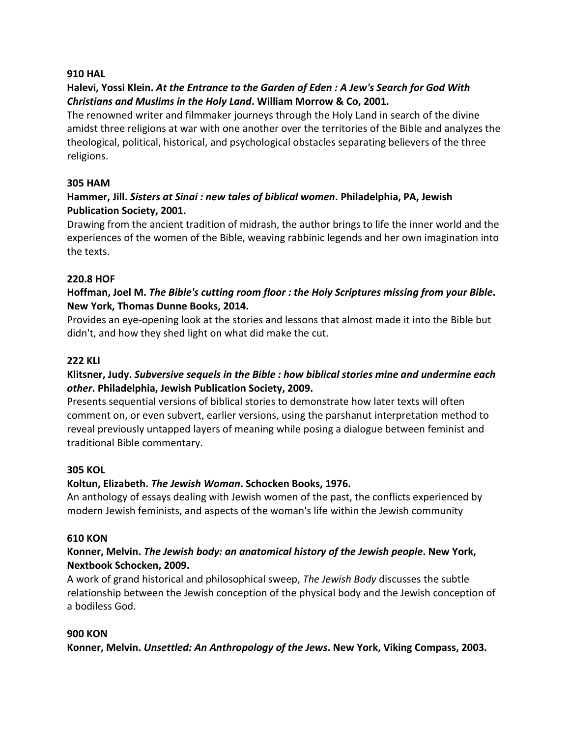**910 HAL**

**Halevi, Yossi Klein. *At the Entrance to the Garden of Eden : A Jew's Search for God With Christians and Muslims in the Holy Land*. William Morrow & Co, 2001.**

The renowned writer and filmmaker journeys through the Holy Land in search of the divine amidst three religions at war with one another over the territories of the Bible and analyzes the theological, political, historical, and psychological obstacles separating believers of the three religions.

**305 HAM**

**Hammer, Jill. *Sisters at Sinai : new tales of biblical women*. Philadelphia, PA, Jewish Publication Society, 2001.**

Drawing from the ancient tradition of midrash, the author brings to life the inner world and the experiences of the women of the Bible, weaving rabbinic legends and her own imagination into the texts.

**220.8 HOF**

**Hoffman, Joel M. *The Bible's cutting room floor : the Holy Scriptures missing from your Bible*. New York, Thomas Dunne Books, 2014.**

Provides an eye-opening look at the stories and lessons that almost made it into the Bible but didn't, and how they shed light on what did make the cut.

**222 KLI**

**Klitsner, Judy. *Subversive sequels in the Bible : how biblical stories mine and undermine each other*. Philadelphia, Jewish Publication Society, 2009.**

Presents sequential versions of biblical stories to demonstrate how later texts will often comment on, or even subvert, earlier versions, using the parshanut interpretation method to reveal previously untapped layers of meaning while posing a dialogue between feminist and traditional Bible commentary.

**305 KOL**

**Koltun, Elizabeth. *The Jewish Woman*. Schocken Books, 1976.**

An anthology of essays dealing with Jewish women of the past, the conflicts experienced by modern Jewish feminists, and aspects of the woman's life within the Jewish community

**610 KON**

**Konner, Melvin. *The Jewish body: an anatomical history of the Jewish people*. New York, Nextbook Schocken, 2009.**

A work of grand historical and philosophical sweep, *The Jewish Body* discusses the subtle relationship between the Jewish conception of the physical body and the Jewish conception of a bodiless God.

**900 KON**

**Konner, Melvin. *Unsettled: An Anthropology of the Jews*. New York, Viking Compass, 2003.**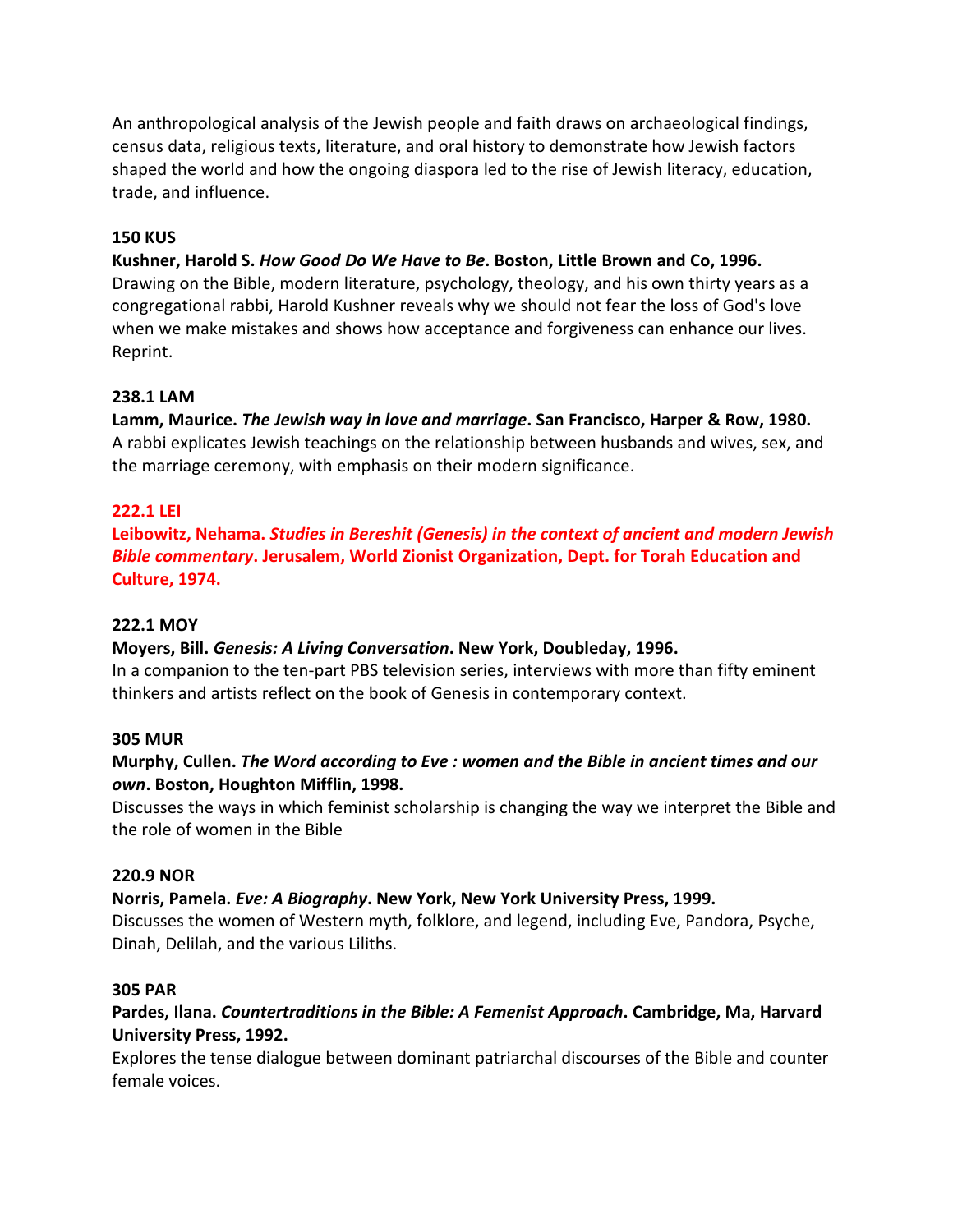An anthropological analysis of the Jewish people and faith draws on archaeological findings, census data, religious texts, literature, and oral history to demonstrate how Jewish factors shaped the world and how the ongoing diaspora led to the rise of Jewish literacy, education, trade, and influence.

**150 KUS**

**Kushner, Harold S. *How Good Do We Have to Be*. Boston, Little Brown and Co, 1996.**
Drawing on the Bible, modern literature, psychology, theology, and his own thirty years as a congregational rabbi, Harold Kushner reveals why we should not fear the loss of God's love when we make mistakes and shows how acceptance and forgiveness can enhance our lives. Reprint.

**238.1 LAM**

**Lamm, Maurice. *The Jewish way in love and marriage*. San Francisco, Harper & Row, 1980.**
A rabbi explicates Jewish teachings on the relationship between husbands and wives, sex, and the marriage ceremony, with emphasis on their modern significance.

**222.1 LEI**

**Leibowitz, Nehama. *Studies in Bereshit (Genesis) in the context of ancient and modern Jewish Bible commentary*. Jerusalem, World Zionist Organization, Dept. for Torah Education and Culture, 1974.**

**222.1 MOY**

**Moyers, Bill. *Genesis: A Living Conversation*. New York, Doubleday, 1996.**
In a companion to the ten-part PBS television series, interviews with more than fifty eminent thinkers and artists reflect on the book of Genesis in contemporary context.

**305 MUR**

**Murphy, Cullen. *The Word according to Eve : women and the Bible in ancient times and our own*. Boston, Houghton Mifflin, 1998.**
Discusses the ways in which feminist scholarship is changing the way we interpret the Bible and the role of women in the Bible

**220.9 NOR**

**Norris, Pamela. *Eve: A Biography*. New York, New York University Press, 1999.**
Discusses the women of Western myth, folklore, and legend, including Eve, Pandora, Psyche, Dinah, Delilah, and the various Liliths.

**305 PAR**

**Pardes, Ilana. *Countertraditions in the Bible: A Femenist Approach*. Cambridge, Ma, Harvard University Press, 1992.**
Explores the tense dialogue between dominant patriarchal discourses of the Bible and counter female voices.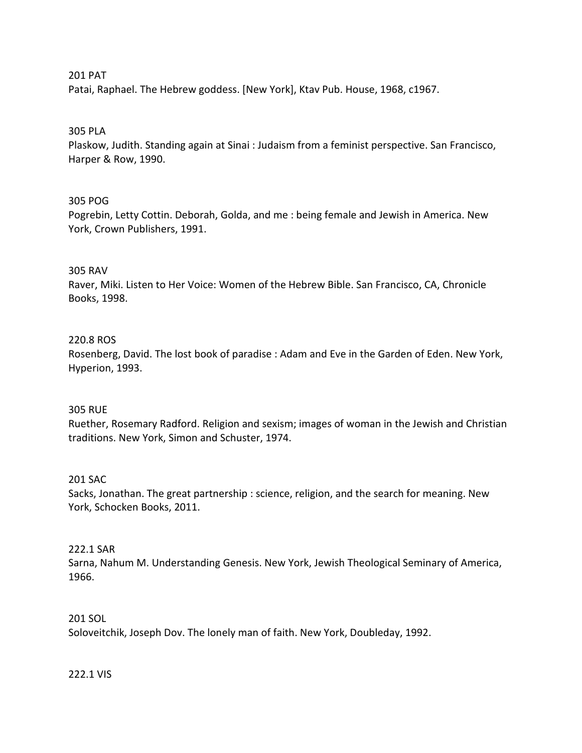201 PAT
Patai, Raphael. The Hebrew goddess. [New York], Ktav Pub. House, 1968, c1967.

305 PLA
Plaskow, Judith. Standing again at Sinai : Judaism from a feminist perspective. San Francisco, Harper & Row, 1990.

305 POG
Pogrebin, Letty Cottin. Deborah, Golda, and me : being female and Jewish in America. New York, Crown Publishers, 1991.

305 RAV
Raver, Miki. Listen to Her Voice: Women of the Hebrew Bible. San Francisco, CA, Chronicle Books, 1998.

220.8 ROS
Rosenberg, David. The lost book of paradise : Adam and Eve in the Garden of Eden. New York, Hyperion, 1993.

305 RUE
Ruether, Rosemary Radford. Religion and sexism; images of woman in the Jewish and Christian traditions. New York, Simon and Schuster, 1974.

201 SAC
Sacks, Jonathan. The great partnership : science, religion, and the search for meaning. New York, Schocken Books, 2011.

222.1 SAR
Sarna, Nahum M. Understanding Genesis. New York, Jewish Theological Seminary of America, 1966.

201 SOL
Soloveitchik, Joseph Dov. The lonely man of faith. New York, Doubleday, 1992.

222.1 VIS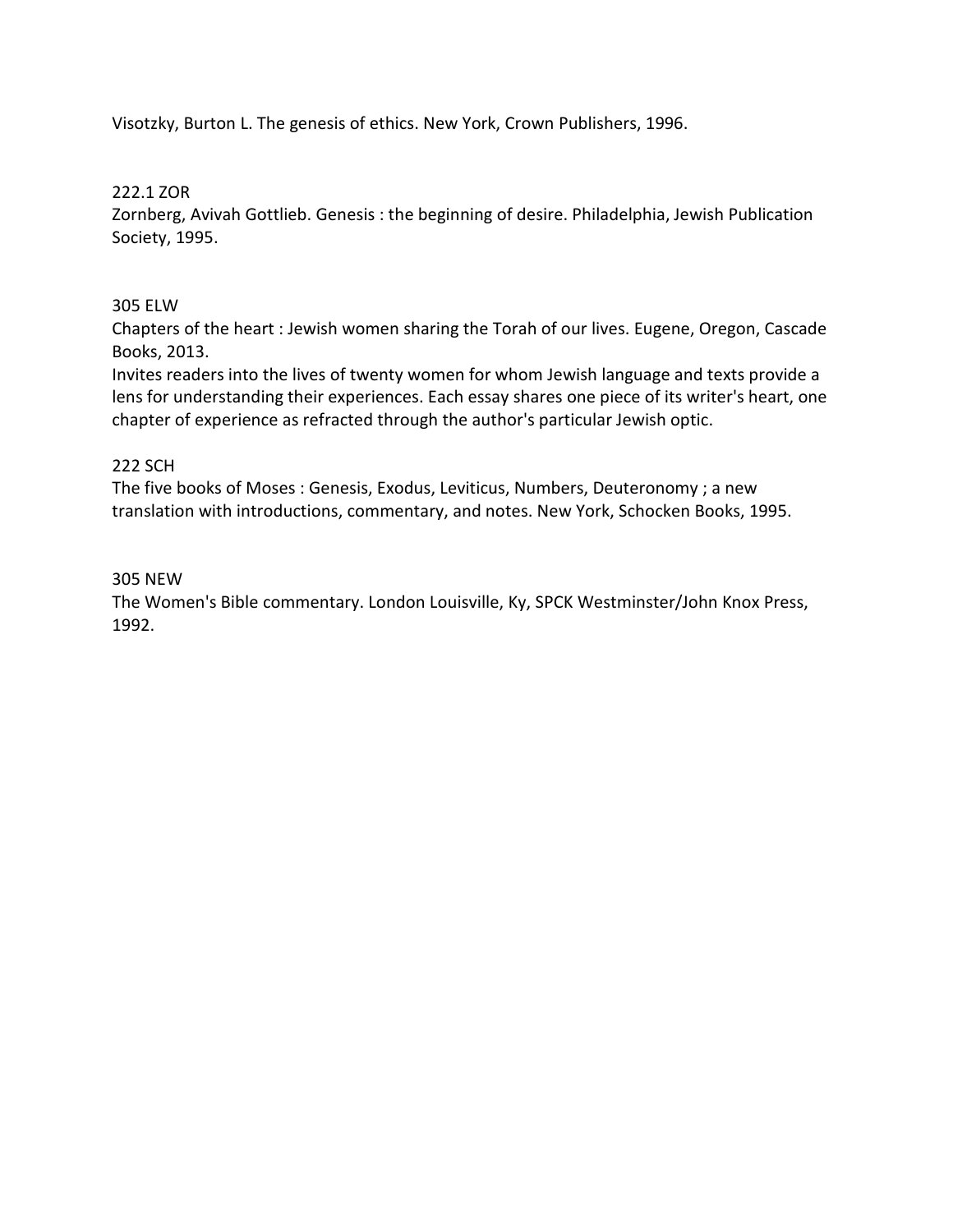Visotzky, Burton L. The genesis of ethics. New York, Crown Publishers, 1996.

222.1 ZOR
Zornberg, Avivah Gottlieb. Genesis : the beginning of desire. Philadelphia, Jewish Publication Society, 1995.

305 ELW
Chapters of the heart : Jewish women sharing the Torah of our lives. Eugene, Oregon, Cascade Books, 2013.
Invites readers into the lives of twenty women for whom Jewish language and texts provide a lens for understanding their experiences. Each essay shares one piece of its writer's heart, one chapter of experience as refracted through the author's particular Jewish optic.

222 SCH
The five books of Moses : Genesis, Exodus, Leviticus, Numbers, Deuteronomy ; a new translation with introductions, commentary, and notes. New York, Schocken Books, 1995.

305 NEW
The Women's Bible commentary. London Louisville, Ky, SPCK Westminster/John Knox Press, 1992.